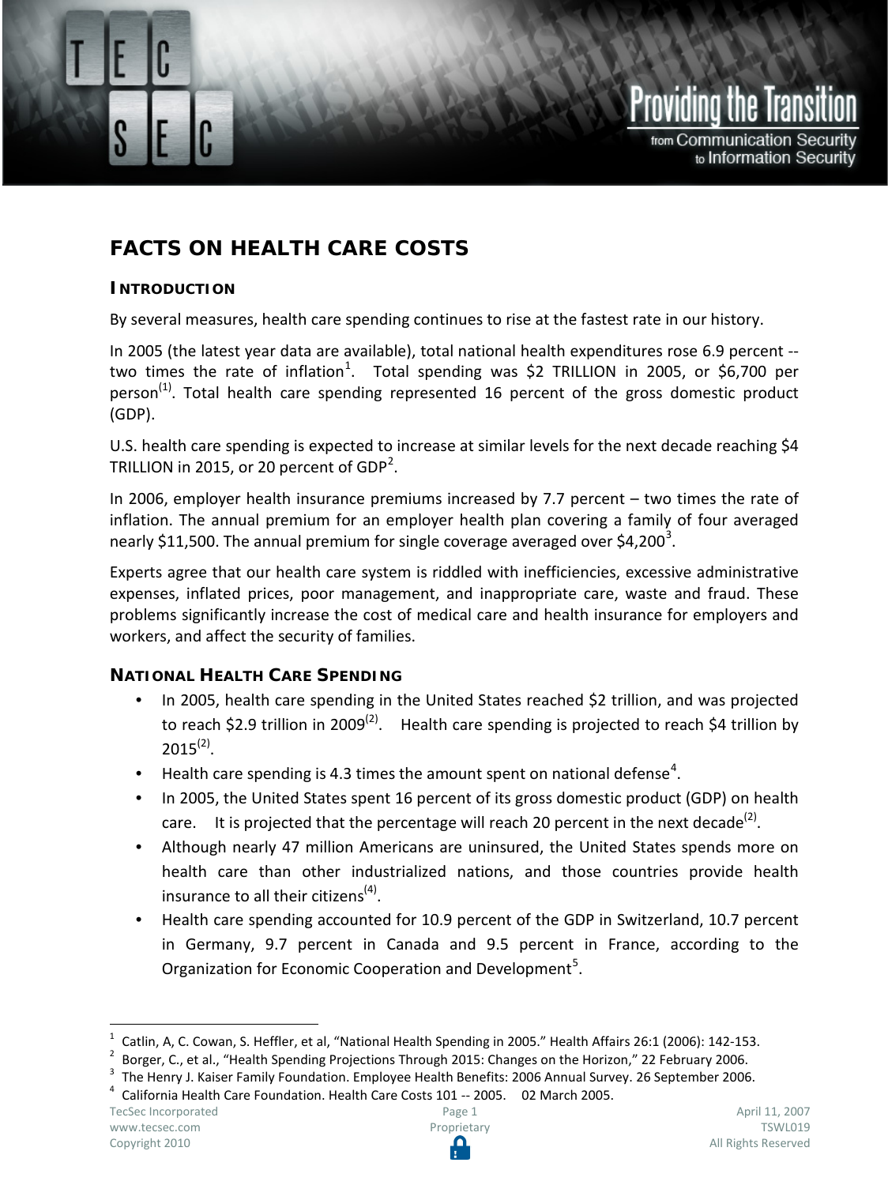# FACTS ON HEALTH CARE COSTS

## INTRODUCTION

By several measures, health care spending continues to rise at the fastest rate in our history.

In 2005 (the latest year data are available), total national health expenditures rose 6.9 percent -- two times the rate of inflation[1]. Total spending was $2 TRILLION in 2005, or $6,700 per person[(1)]. Total health care spending represented 16 percent of the gross domestic product (GDP).

U.S. health care spending is expected to increase at similar levels for the next decade reaching $4 TRILLION in 2015, or 20 percent of GDP[2].

In 2006, employer health insurance premiums increased by 7.7 percent – two times the rate of inflation. The annual premium for an employer health plan covering a family of four averaged nearly $11,500. The annual premium for single coverage averaged over $4,200[3].

Experts agree that our health care system is riddled with inefficiencies, excessive administrative expenses, inflated prices, poor management, and inappropriate care, waste and fraud. These problems significantly increase the cost of medical care and health insurance for employers and workers, and affect the security of families.

## NATIONAL HEALTH CARE SPENDING

- In 2005, health care spending in the United States reached $2 trillion, and was projected to reach $2.9 trillion in 2009[(2)]. Health care spending is projected to reach $4 trillion by 2015[(2)].
- Health care spending is 4.3 times the amount spent on national defense[4].
- In 2005, the United States spent 16 percent of its gross domestic product (GDP) on health care. It is projected that the percentage will reach 20 percent in the next decade[(2)].
- Although nearly 47 million Americans are uninsured, the United States spends more on health care than other industrialized nations, and those countries provide health insurance to all their citizens[(4)].
- Health care spending accounted for 10.9 percent of the GDP in Switzerland, 10.7 percent in Germany, 9.7 percent in Canada and 9.5 percent in France, according to the Organization for Economic Cooperation and Development[5].

---

[1] Catlin, A, C. Cowan, S. Heffler, et al, "National Health Spending in 2005." Health Affairs 26:1 (2006): 142-153.

[2] Borger, C., et al., "Health Spending Projections Through 2015: Changes on the Horizon," 22 February 2006.

[3] The Henry J. Kaiser Family Foundation. Employee Health Benefits: 2006 Annual Survey. 26 September 2006.

[4] California Health Care Foundation. Health Care Costs 101 -- 2005. 02 March 2005.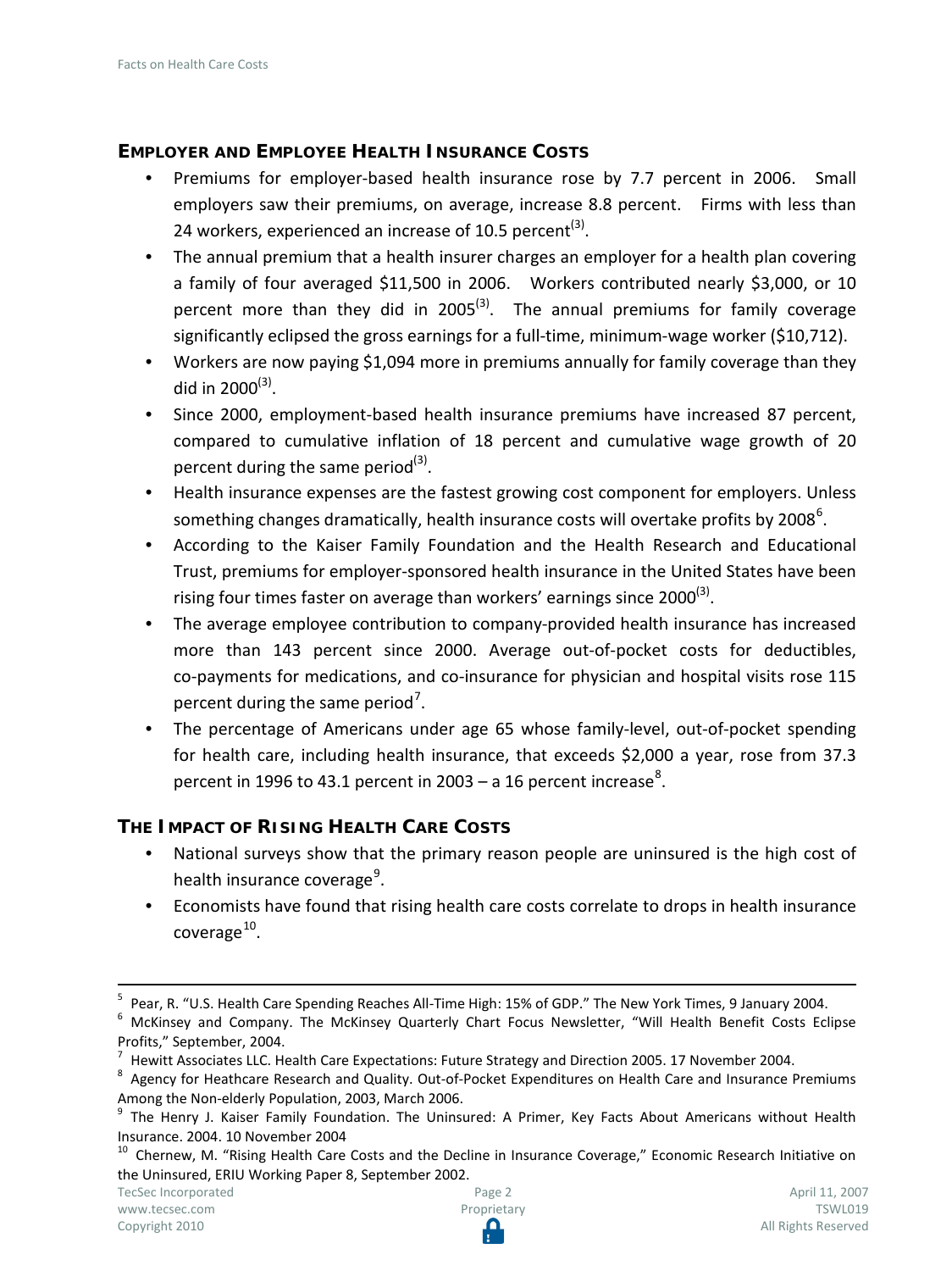### EMPLOYER AND EMPLOYEE HEALTH INSURANCE COSTS

- Premiums for employer-based health insurance rose by 7.7 percent in 2006. Small employers saw their premiums, on average, increase 8.8 percent. Firms with less than 24 workers, experienced an increase of 10.5 percent[(3)].
- The annual premium that a health insurer charges an employer for a health plan covering a family of four averaged $11,500 in 2006. Workers contributed nearly $3,000, or 10 percent more than they did in 2005[(3)]. The annual premiums for family coverage significantly eclipsed the gross earnings for a full-time, minimum-wage worker ($10,712).
- Workers are now paying $1,094 more in premiums annually for family coverage than they did in 2000[(3)].
- Since 2000, employment-based health insurance premiums have increased 87 percent, compared to cumulative inflation of 18 percent and cumulative wage growth of 20 percent during the same period[(3)].
- Health insurance expenses are the fastest growing cost component for employers. Unless something changes dramatically, health insurance costs will overtake profits by 2008[6].
- According to the Kaiser Family Foundation and the Health Research and Educational Trust, premiums for employer-sponsored health insurance in the United States have been rising four times faster on average than workers' earnings since 2000[(3)].
- The average employee contribution to company-provided health insurance has increased more than 143 percent since 2000. Average out-of-pocket costs for deductibles, co-payments for medications, and co-insurance for physician and hospital visits rose 115 percent during the same period[7].
- The percentage of Americans under age 65 whose family-level, out-of-pocket spending for health care, including health insurance, that exceeds $2,000 a year, rose from 37.3 percent in 1996 to 43.1 percent in 2003 – a 16 percent increase[8].

### THE IMPACT OF RISING HEALTH CARE COSTS

- National surveys show that the primary reason people are uninsured is the high cost of health insurance coverage[9].
- Economists have found that rising health care costs correlate to drops in health insurance coverage[10].

---

[5] Pear, R. "U.S. Health Care Spending Reaches All-Time High: 15% of GDP." The New York Times, 9 January 2004.

[6] McKinsey and Company. The McKinsey Quarterly Chart Focus Newsletter, "Will Health Benefit Costs Eclipse Profits," September, 2004.

[7] Hewitt Associates LLC. Health Care Expectations: Future Strategy and Direction 2005. 17 November 2004.

[8] Agency for Heathcare Research and Quality. Out-of-Pocket Expenditures on Health Care and Insurance Premiums Among the Non-elderly Population, 2003, March 2006.

[9] The Henry J. Kaiser Family Foundation. The Uninsured: A Primer, Key Facts About Americans without Health Insurance. 2004. 10 November 2004

[10] Chernew, M. "Rising Health Care Costs and the Decline in Insurance Coverage," Economic Research Initiative on the Uninsured, ERIU Working Paper 8, September 2002.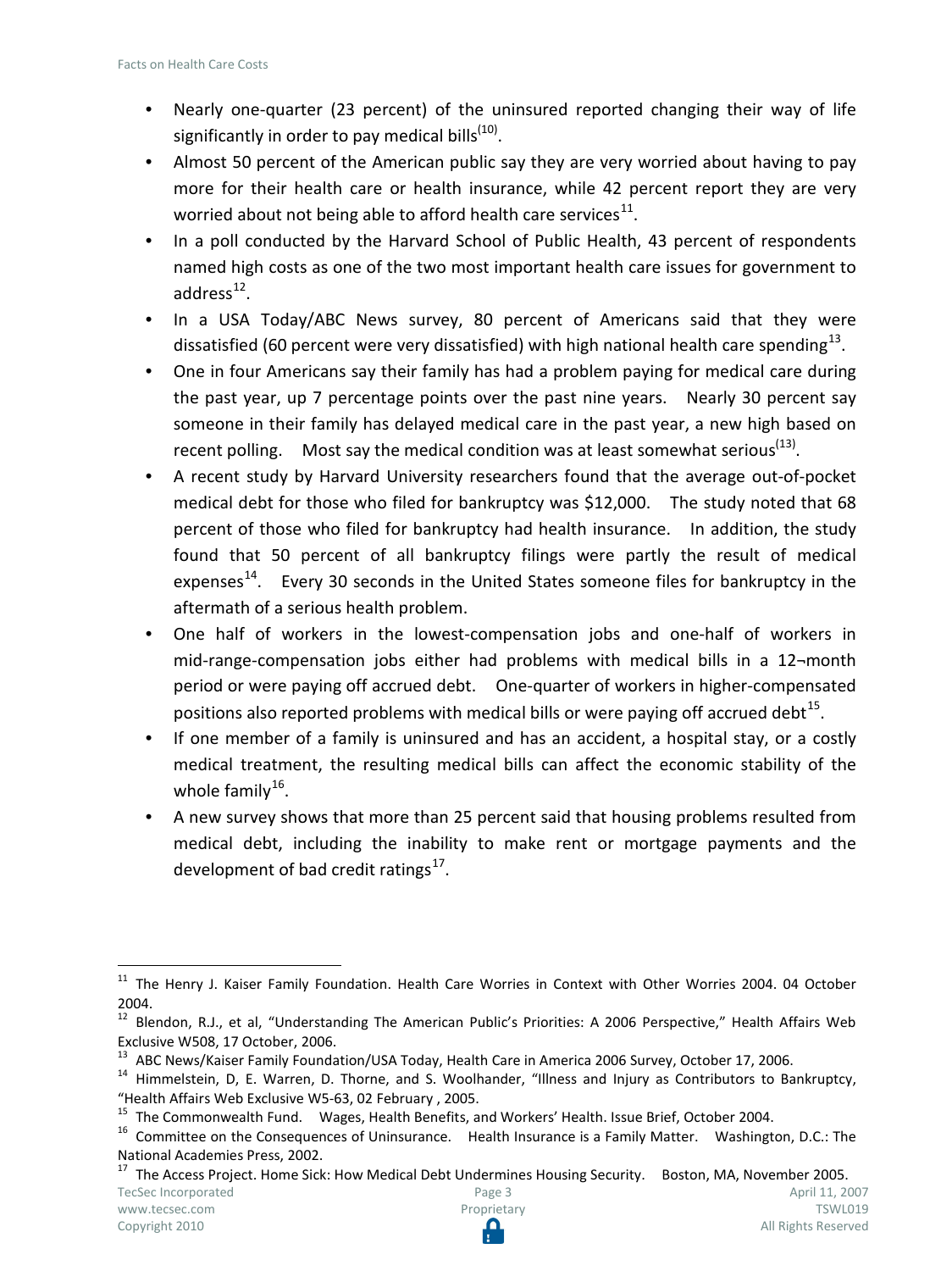- Nearly one-quarter (23 percent) of the uninsured reported changing their way of life significantly in order to pay medical bills[(10)].
- Almost 50 percent of the American public say they are very worried about having to pay more for their health care or health insurance, while 42 percent report they are very worried about not being able to afford health care services[11].
- In a poll conducted by the Harvard School of Public Health, 43 percent of respondents named high costs as one of the two most important health care issues for government to address[12].
- In a USA Today/ABC News survey, 80 percent of Americans said that they were dissatisfied (60 percent were very dissatisfied) with high national health care spending[13].
- One in four Americans say their family has had a problem paying for medical care during the past year, up 7 percentage points over the past nine years. Nearly 30 percent say someone in their family has delayed medical care in the past year, a new high based on recent polling. Most say the medical condition was at least somewhat serious[(13)].
- A recent study by Harvard University researchers found that the average out-of-pocket medical debt for those who filed for bankruptcy was $12,000. The study noted that 68 percent of those who filed for bankruptcy had health insurance. In addition, the study found that 50 percent of all bankruptcy filings were partly the result of medical expenses[14]. Every 30 seconds in the United States someone files for bankruptcy in the aftermath of a serious health problem.
- One half of workers in the lowest-compensation jobs and one-half of workers in mid-range-compensation jobs either had problems with medical bills in a 12¬month period or were paying off accrued debt. One-quarter of workers in higher-compensated positions also reported problems with medical bills or were paying off accrued debt[15].
- If one member of a family is uninsured and has an accident, a hospital stay, or a costly medical treatment, the resulting medical bills can affect the economic stability of the whole family[16].
- A new survey shows that more than 25 percent said that housing problems resulted from medical debt, including the inability to make rent or mortgage payments and the development of bad credit ratings[17].

---

[11] The Henry J. Kaiser Family Foundation. Health Care Worries in Context with Other Worries 2004. 04 October 2004.

[12] Blendon, R.J., et al, "Understanding The American Public's Priorities: A 2006 Perspective," Health Affairs Web Exclusive W508, 17 October, 2006.

[13] ABC News/Kaiser Family Foundation/USA Today, Health Care in America 2006 Survey, October 17, 2006.

[14] Himmelstein, D, E. Warren, D. Thorne, and S. Woolhander, "Illness and Injury as Contributors to Bankruptcy, "Health Affairs Web Exclusive W5-63, 02 February , 2005.

[15] The Commonwealth Fund. Wages, Health Benefits, and Workers' Health. Issue Brief, October 2004.

[16] Committee on the Consequences of Uninsurance. Health Insurance is a Family Matter. Washington, D.C.: The National Academies Press, 2002.

[17] The Access Project. Home Sick: How Medical Debt Undermines Housing Security. Boston, MA, November 2005.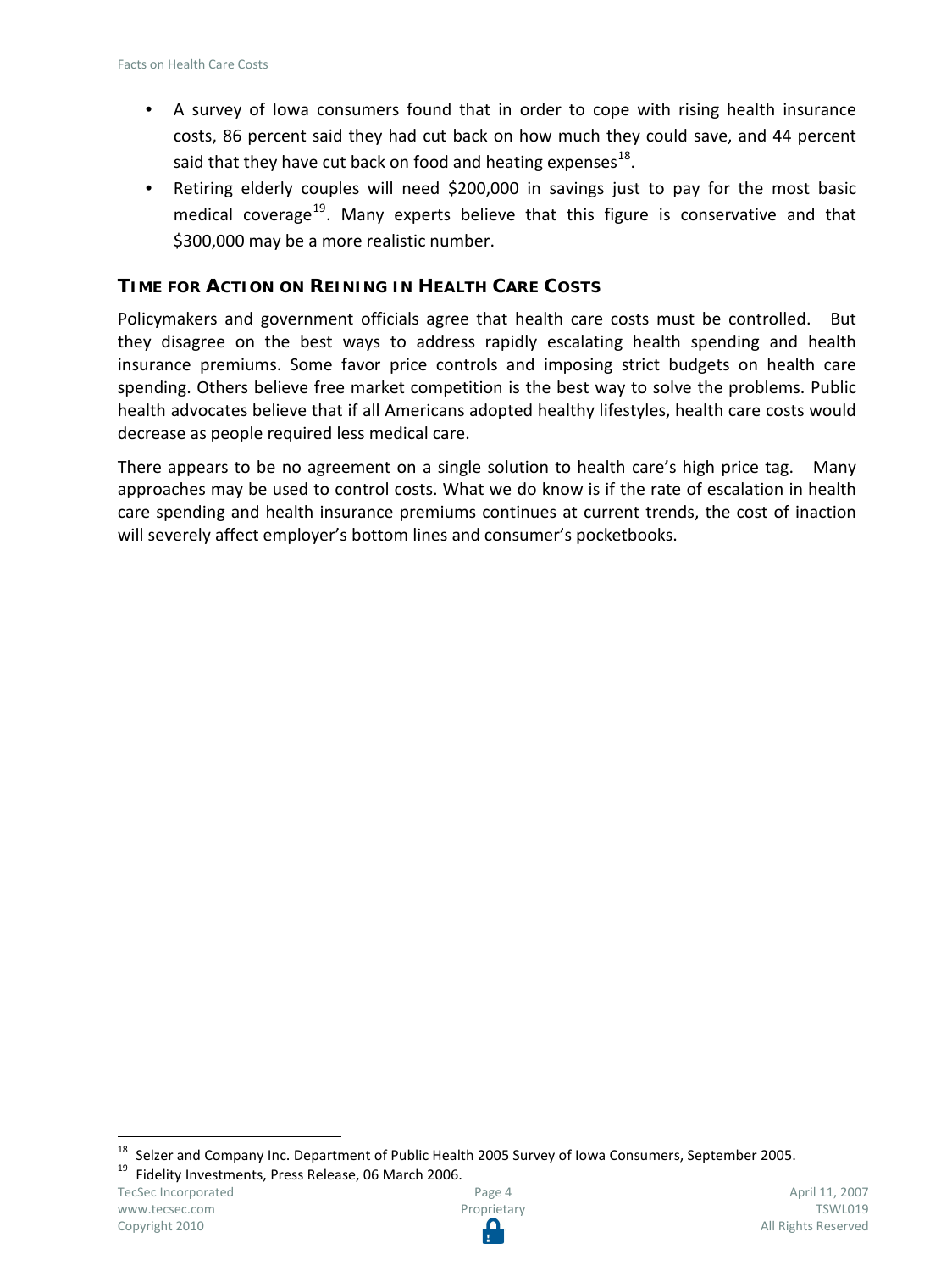- A survey of Iowa consumers found that in order to cope with rising health insurance costs, 86 percent said they had cut back on how much they could save, and 44 percent said that they have cut back on food and heating expenses[18].
- Retiring elderly couples will need $200,000 in savings just to pay for the most basic medical coverage[19]. Many experts believe that this figure is conservative and that $300,000 may be a more realistic number.

## TIME FOR ACTION ON REINING IN HEALTH CARE COSTS

Policymakers and government officials agree that health care costs must be controlled. But they disagree on the best ways to address rapidly escalating health spending and health insurance premiums. Some favor price controls and imposing strict budgets on health care spending. Others believe free market competition is the best way to solve the problems. Public health advocates believe that if all Americans adopted healthy lifestyles, health care costs would decrease as people required less medical care.

There appears to be no agreement on a single solution to health care's high price tag. Many approaches may be used to control costs. What we do know is if the rate of escalation in health care spending and health insurance premiums continues at current trends, the cost of inaction will severely affect employer's bottom lines and consumer's pocketbooks.

[18] Selzer and Company Inc. Department of Public Health 2005 Survey of Iowa Consumers, September 2005.

[19] Fidelity Investments, Press Release, 06 March 2006.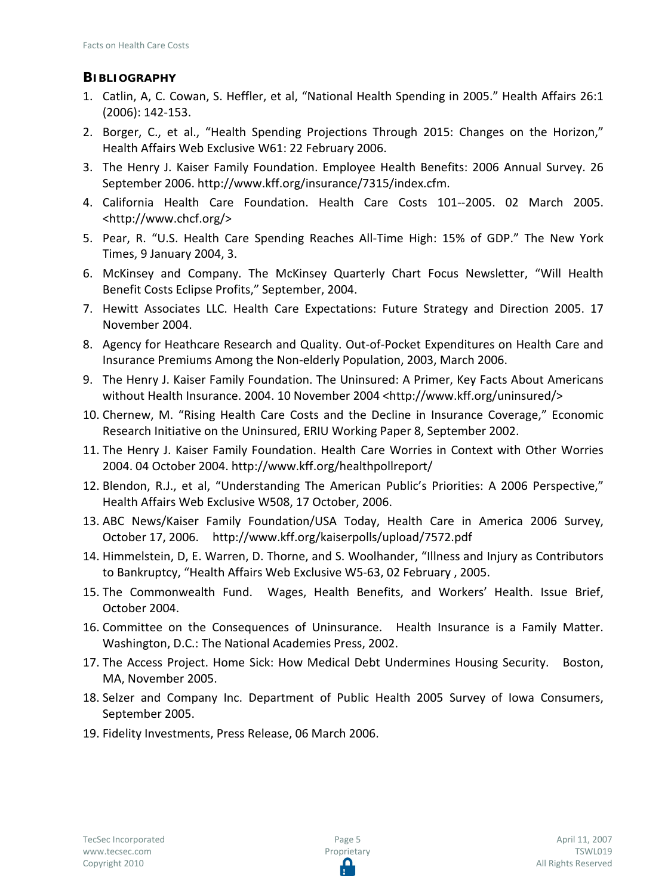## BIBLIOGRAPHY

1. Catlin, A, C. Cowan, S. Heffler, et al, "National Health Spending in 2005." Health Affairs 26:1 (2006): 142-153.
2. Borger, C., et al., "Health Spending Projections Through 2015: Changes on the Horizon," Health Affairs Web Exclusive W61: 22 February 2006.
3. The Henry J. Kaiser Family Foundation. Employee Health Benefits: 2006 Annual Survey. 26 September 2006. http://www.kff.org/insurance/7315/index.cfm.
4. California Health Care Foundation. Health Care Costs 101--2005. 02 March 2005. <http://www.chcf.org/>
5. Pear, R. "U.S. Health Care Spending Reaches All-Time High: 15% of GDP." The New York Times, 9 January 2004, 3.
6. McKinsey and Company. The McKinsey Quarterly Chart Focus Newsletter, "Will Health Benefit Costs Eclipse Profits," September, 2004.
7. Hewitt Associates LLC. Health Care Expectations: Future Strategy and Direction 2005. 17 November 2004.
8. Agency for Heathcare Research and Quality. Out-of-Pocket Expenditures on Health Care and Insurance Premiums Among the Non-elderly Population, 2003, March 2006.
9. The Henry J. Kaiser Family Foundation. The Uninsured: A Primer, Key Facts About Americans without Health Insurance. 2004. 10 November 2004 <http://www.kff.org/uninsured/>
10. Chernew, M. "Rising Health Care Costs and the Decline in Insurance Coverage," Economic Research Initiative on the Uninsured, ERIU Working Paper 8, September 2002.
11. The Henry J. Kaiser Family Foundation. Health Care Worries in Context with Other Worries 2004. 04 October 2004. http://www.kff.org/healthpollreport/
12. Blendon, R.J., et al, "Understanding The American Public's Priorities: A 2006 Perspective," Health Affairs Web Exclusive W508, 17 October, 2006.
13. ABC News/Kaiser Family Foundation/USA Today, Health Care in America 2006 Survey, October 17, 2006. http://www.kff.org/kaiserpolls/upload/7572.pdf
14. Himmelstein, D, E. Warren, D. Thorne, and S. Woolhander, "Illness and Injury as Contributors to Bankruptcy, "Health Affairs Web Exclusive W5-63, 02 February , 2005.
15. The Commonwealth Fund. Wages, Health Benefits, and Workers' Health. Issue Brief, October 2004.
16. Committee on the Consequences of Uninsurance. Health Insurance is a Family Matter. Washington, D.C.: The National Academies Press, 2002.
17. The Access Project. Home Sick: How Medical Debt Undermines Housing Security. Boston, MA, November 2005.
18. Selzer and Company Inc. Department of Public Health 2005 Survey of Iowa Consumers, September 2005.
19. Fidelity Investments, Press Release, 06 March 2006.